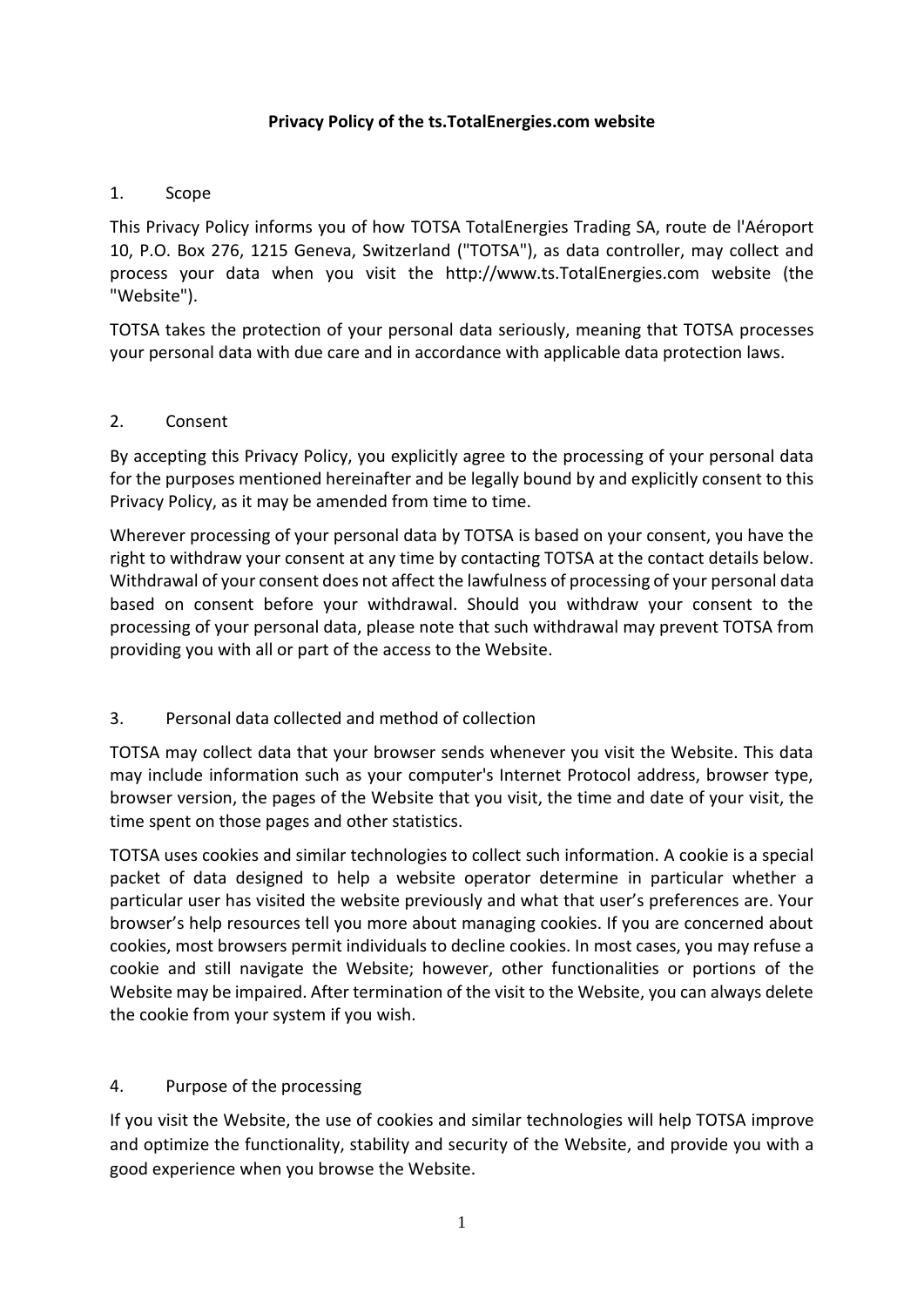# Privacy Policy of the ts.TotalEnergies.com website

## 1. Scope

This Privacy Policy informs you of how TOTSA TotalEnergies Trading SA, route de l'Aéroport 10, P.O. Box 276, 1215 Geneva, Switzerland ("TOTSA"), as data controller, may collect and process your data when you visit the http://www.ts.TotalEnergies.com website (the "Website").

TOTSA takes the protection of your personal data seriously, meaning that TOTSA processes your personal data with due care and in accordance with applicable data protection laws.

## 2. Consent

By accepting this Privacy Policy, you explicitly agree to the processing of your personal data for the purposes mentioned hereinafter and be legally bound by and explicitly consent to this Privacy Policy, as it may be amended from time to time.

Wherever processing of your personal data by TOTSA is based on your consent, you have the right to withdraw your consent at any time by contacting TOTSA at the contact details below. Withdrawal of your consent does not affect the lawfulness of processing of your personal data based on consent before your withdrawal. Should you withdraw your consent to the processing of your personal data, please note that such withdrawal may prevent TOTSA from providing you with all or part of the access to the Website.

## 3. Personal data collected and method of collection

TOTSA may collect data that your browser sends whenever you visit the Website. This data may include information such as your computer's Internet Protocol address, browser type, browser version, the pages of the Website that you visit, the time and date of your visit, the time spent on those pages and other statistics.

TOTSA uses cookies and similar technologies to collect such information. A cookie is a special packet of data designed to help a website operator determine in particular whether a particular user has visited the website previously and what that user's preferences are. Your browser's help resources tell you more about managing cookies. If you are concerned about cookies, most browsers permit individuals to decline cookies. In most cases, you may refuse a cookie and still navigate the Website; however, other functionalities or portions of the Website may be impaired. After termination of the visit to the Website, you can always delete the cookie from your system if you wish.

## 4. Purpose of the processing

If you visit the Website, the use of cookies and similar technologies will help TOTSA improve and optimize the functionality, stability and security of the Website, and provide you with a good experience when you browse the Website.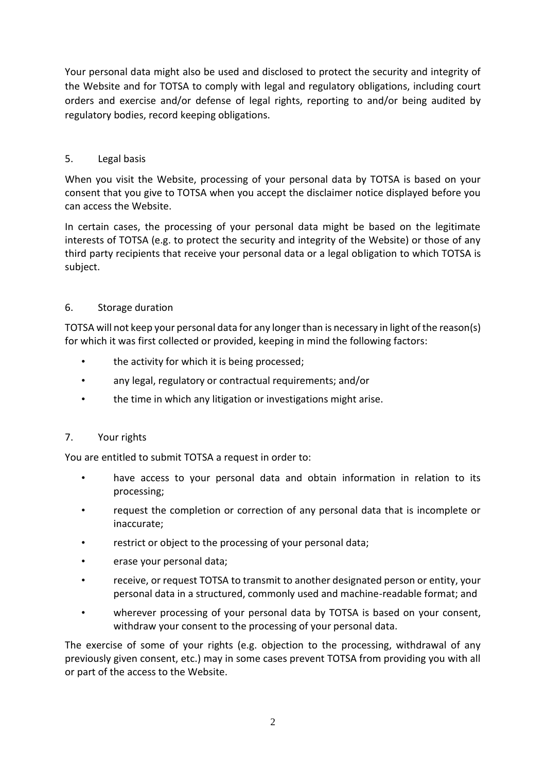Your personal data might also be used and disclosed to protect the security and integrity of the Website and for TOTSA to comply with legal and regulatory obligations, including court orders and exercise and/or defense of legal rights, reporting to and/or being audited by regulatory bodies, record keeping obligations.

## 5. Legal basis

When you visit the Website, processing of your personal data by TOTSA is based on your consent that you give to TOTSA when you accept the disclaimer notice displayed before you can access the Website.

In certain cases, the processing of your personal data might be based on the legitimate interests of TOTSA (e.g. to protect the security and integrity of the Website) or those of any third party recipients that receive your personal data or a legal obligation to which TOTSA is subject.

## 6. Storage duration

TOTSA will not keep your personal data for any longer than is necessary in light of the reason(s) for which it was first collected or provided, keeping in mind the following factors:

- the activity for which it is being processed;
- any legal, regulatory or contractual requirements; and/or
- the time in which any litigation or investigations might arise.

## 7. Your rights

You are entitled to submit TOTSA a request in order to:

- have access to your personal data and obtain information in relation to its processing;
- request the completion or correction of any personal data that is incomplete or inaccurate;
- restrict or object to the processing of your personal data;
- erase your personal data;
- receive, or request TOTSA to transmit to another designated person or entity, your personal data in a structured, commonly used and machine-readable format; and
- wherever processing of your personal data by TOTSA is based on your consent, withdraw your consent to the processing of your personal data.

The exercise of some of your rights (e.g. objection to the processing, withdrawal of any previously given consent, etc.) may in some cases prevent TOTSA from providing you with all or part of the access to the Website.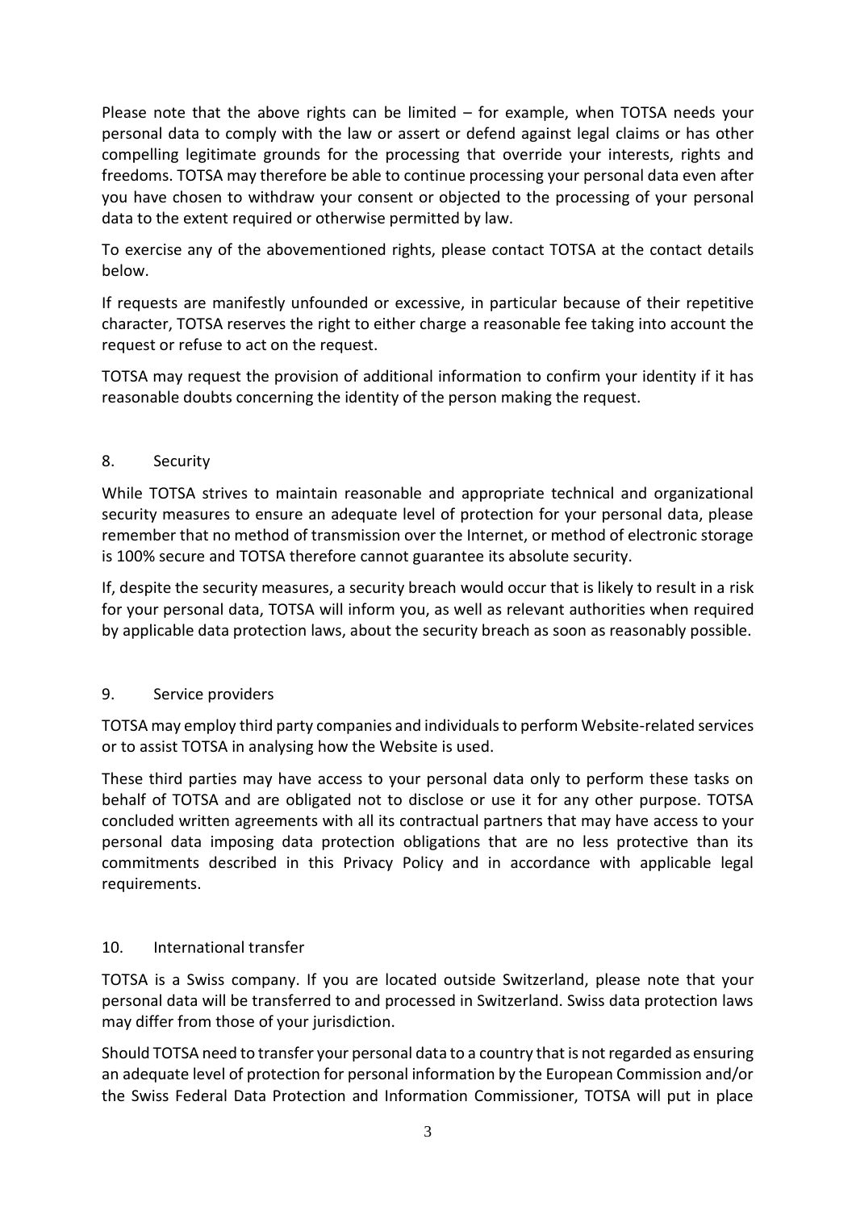Please note that the above rights can be limited – for example, when TOTSA needs your personal data to comply with the law or assert or defend against legal claims or has other compelling legitimate grounds for the processing that override your interests, rights and freedoms. TOTSA may therefore be able to continue processing your personal data even after you have chosen to withdraw your consent or objected to the processing of your personal data to the extent required or otherwise permitted by law.

To exercise any of the abovementioned rights, please contact TOTSA at the contact details below.

If requests are manifestly unfounded or excessive, in particular because of their repetitive character, TOTSA reserves the right to either charge a reasonable fee taking into account the request or refuse to act on the request.

TOTSA may request the provision of additional information to confirm your identity if it has reasonable doubts concerning the identity of the person making the request.

## 8. Security

While TOTSA strives to maintain reasonable and appropriate technical and organizational security measures to ensure an adequate level of protection for your personal data, please remember that no method of transmission over the Internet, or method of electronic storage is 100% secure and TOTSA therefore cannot guarantee its absolute security.

If, despite the security measures, a security breach would occur that is likely to result in a risk for your personal data, TOTSA will inform you, as well as relevant authorities when required by applicable data protection laws, about the security breach as soon as reasonably possible.

## 9. Service providers

TOTSA may employ third party companies and individuals to perform Website-related services or to assist TOTSA in analysing how the Website is used.

These third parties may have access to your personal data only to perform these tasks on behalf of TOTSA and are obligated not to disclose or use it for any other purpose. TOTSA concluded written agreements with all its contractual partners that may have access to your personal data imposing data protection obligations that are no less protective than its commitments described in this Privacy Policy and in accordance with applicable legal requirements.

## 10. International transfer

TOTSA is a Swiss company. If you are located outside Switzerland, please note that your personal data will be transferred to and processed in Switzerland. Swiss data protection laws may differ from those of your jurisdiction.

Should TOTSA need to transfer your personal data to a country that is not regarded as ensuring an adequate level of protection for personal information by the European Commission and/or the Swiss Federal Data Protection and Information Commissioner, TOTSA will put in place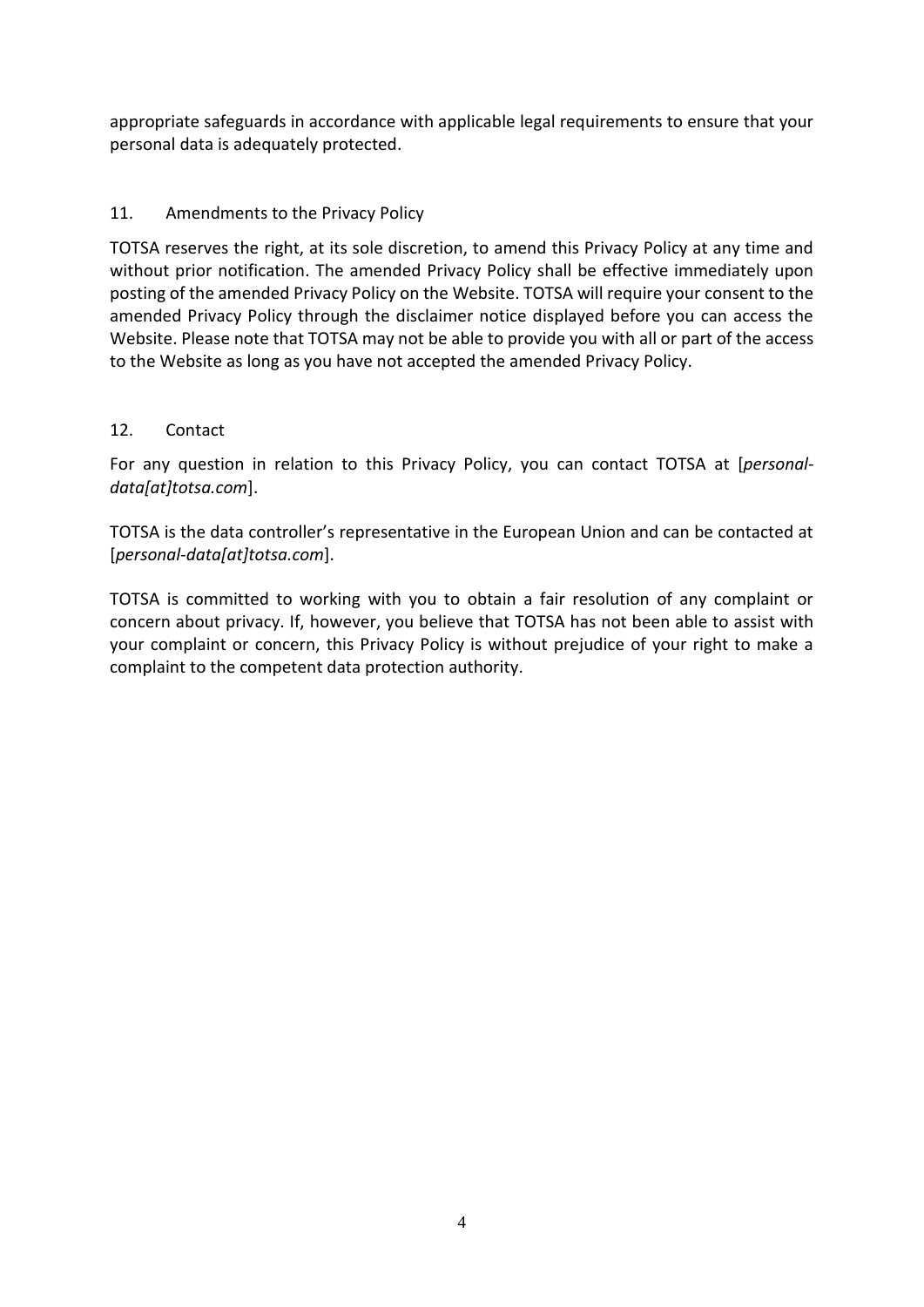appropriate safeguards in accordance with applicable legal requirements to ensure that your personal data is adequately protected.

## 11. Amendments to the Privacy Policy

TOTSA reserves the right, at its sole discretion, to amend this Privacy Policy at any time and without prior notification. The amended Privacy Policy shall be effective immediately upon posting of the amended Privacy Policy on the Website. TOTSA will require your consent to the amended Privacy Policy through the disclaimer notice displayed before you can access the Website. Please note that TOTSA may not be able to provide you with all or part of the access to the Website as long as you have not accepted the amended Privacy Policy.

## 12. Contact

For any question in relation to this Privacy Policy, you can contact TOTSA at [*personal-data[at]totsa.com*].

TOTSA is the data controller's representative in the European Union and can be contacted at [*personal-data[at]totsa.com*].

TOTSA is committed to working with you to obtain a fair resolution of any complaint or concern about privacy. If, however, you believe that TOTSA has not been able to assist with your complaint or concern, this Privacy Policy is without prejudice of your right to make a complaint to the competent data protection authority.